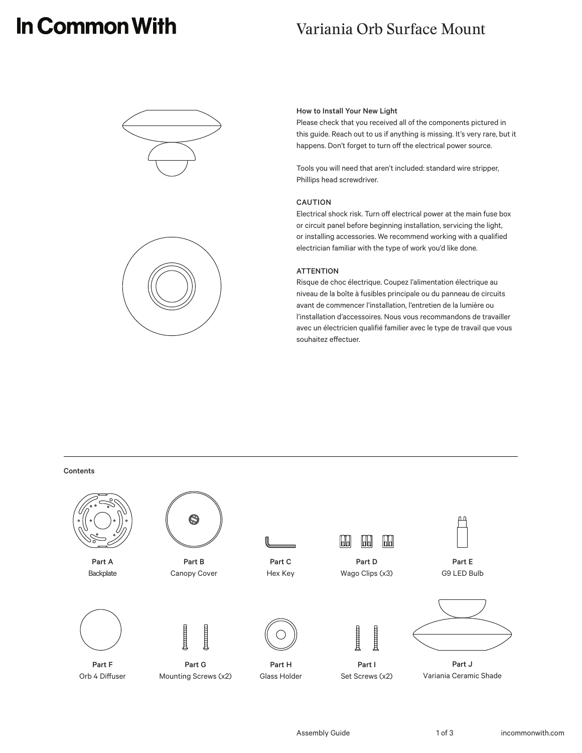# In Common With

## Variania Orb Surface Mount

### How to Install Your New Light

Please check that you received all of the components pictured in this guide. Reach out to us if anything is missing. It's very rare, but it happens. Don't forget to turn off the electrical power source.

Tools you will need that aren't included: standard wire stripper, Phillips head screwdriver.

### CAUTION

Electrical shock risk. Turn off electrical power at the main fuse box or circuit panel before beginning installation, servicing the light, or installing accessories. We recommend working with a qualified electrician familiar with the type of work you'd like done.

### ATTENTION

Risque de choc électrique. Coupez l'alimentation électrique au niveau de la boîte à fusibles principale ou du panneau de circuits avant de commencer l'installation, l'entretien de la lumière ou l'installation d'accessoires. Nous vous recommandons de travailler avec un électricien qualifié familier avec le type de travail que vous souhaitez effectuer.

---

### Contents

- **Part A** Backplate
- **Part B** Canopy Cover
- **Part C** Hex Key
- **Part D** Wago Clips (x3)
- **Part E** G9 LED Bulb
- **Part F** Orb 4 Diffuser
- **Part G** Mounting Screws (x2)
- **Part H** Glass Holder
- **Part I** Set Screws (x2)
- **Part J** Variania Ceramic Shade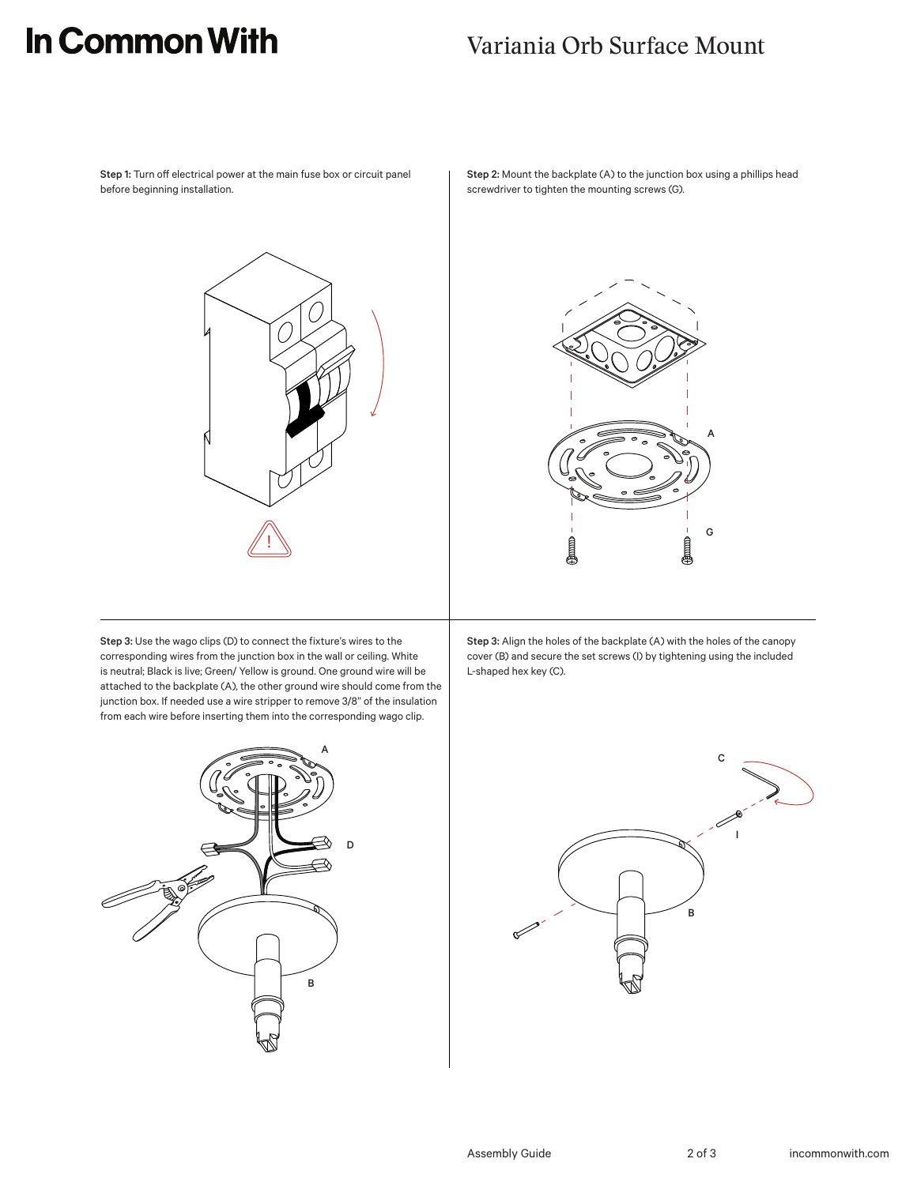**Step 1:** Turn off electrical power at the main fuse box or circuit panel before beginning installation.

**Step 2:** Mount the backplate (A) to the junction box using a phillips head screwdriver to tighten the mounting screws (G).

**Step 3:** Use the wago clips (D) to connect the fixture's wires to the corresponding wires from the junction box in the wall or ceiling. White is neutral; Black is live; Green/ Yellow is ground. One ground wire will be attached to the backplate (A), the other ground wire should come from the junction box. If needed use a wire stripper to remove 3/8" of the insulation from each wire before inserting them into the corresponding wago clip.

**Step 3:** Align the holes of the backplate (A) with the holes of the canopy cover (B) and secure the set screws (I) by tightening using the included L-shaped hex key (C).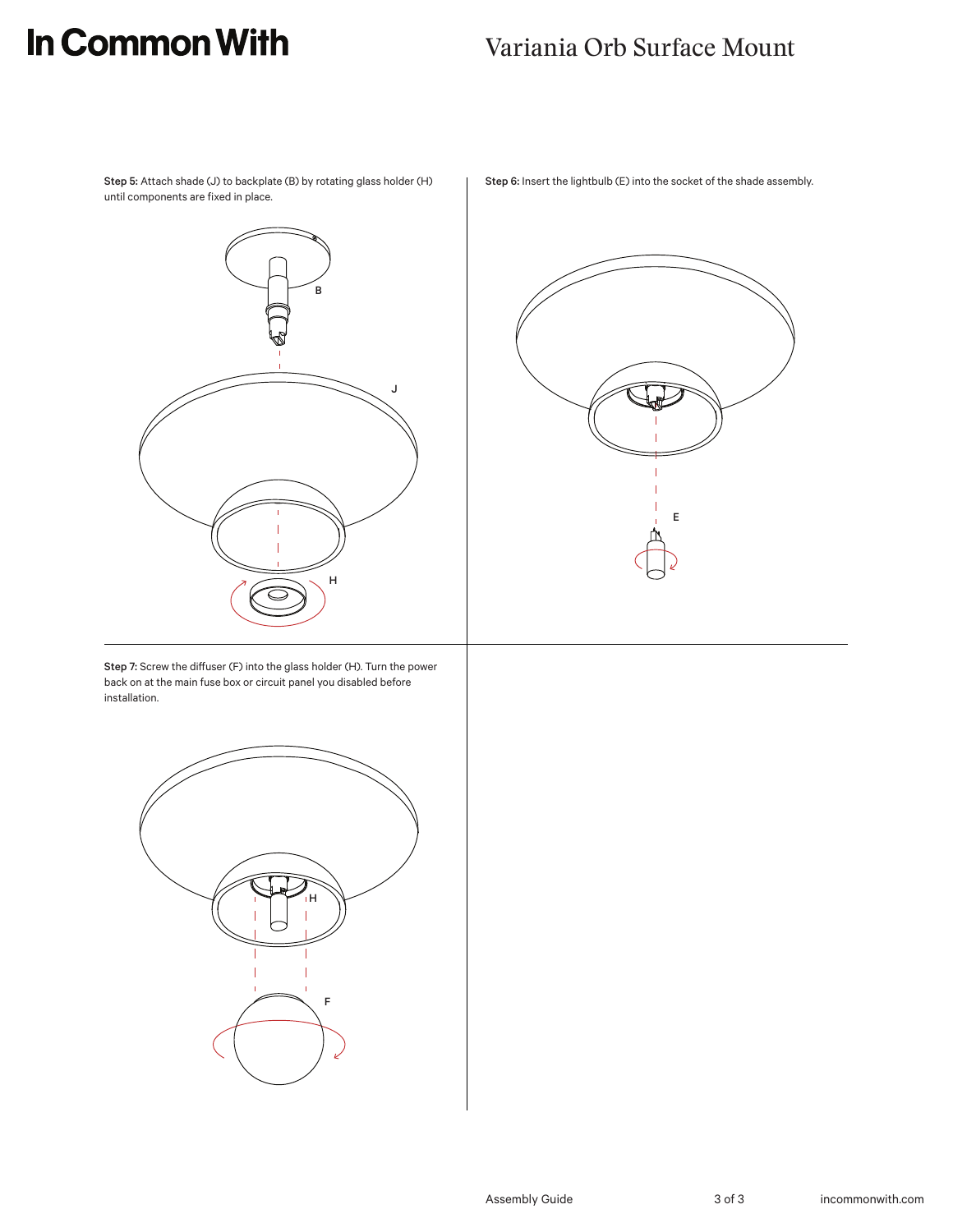**Step 5:** Attach shade (J) to backplate (B) by rotating glass holder (H) until components are fixed in place.

B

J

H

**Step 6:** Insert the lightbulb (E) into the socket of the shade assembly.

E

**Step 7:** Screw the diffuser (F) into the glass holder (H). Turn the power back on at the main fuse box or circuit panel you disabled before installation.

H

F